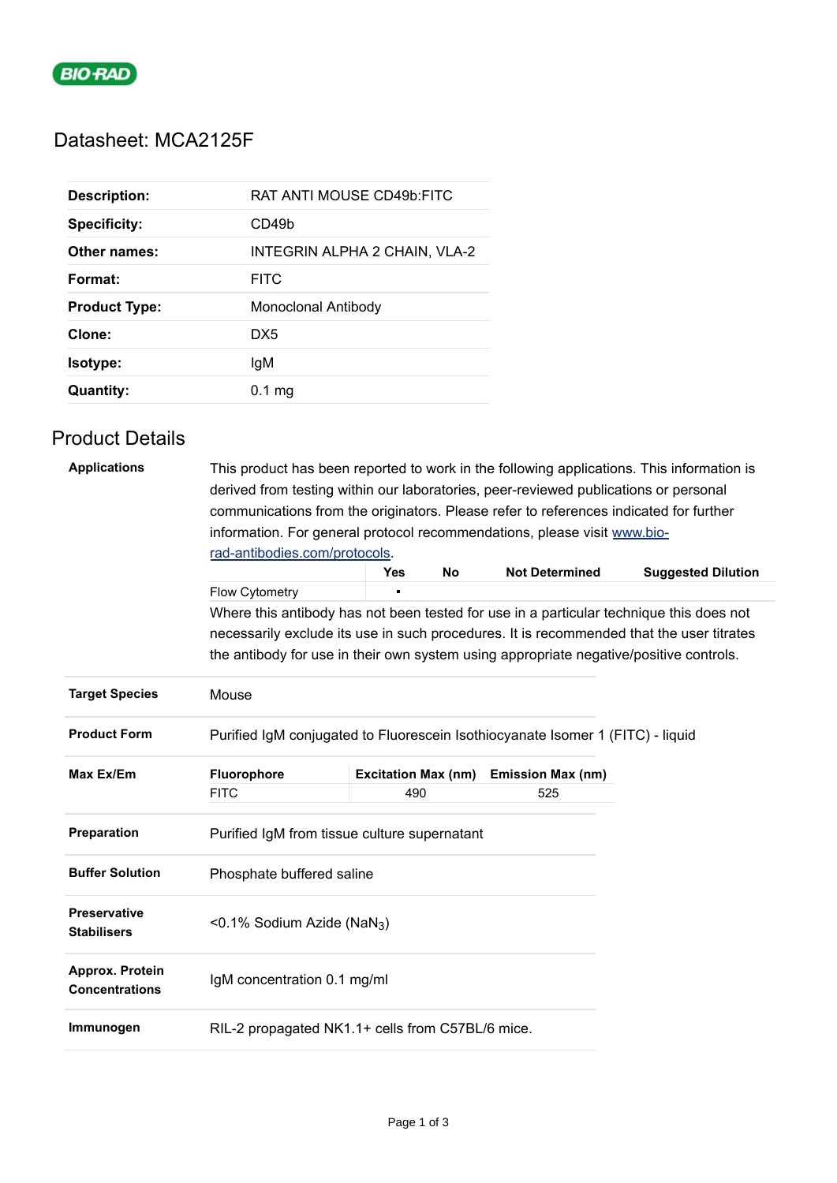BIO-RAD

# Datasheet: MCA2125F

| | |
|---|---|
| **Description:** | RAT ANTI MOUSE CD49b:FITC |
| **Specificity:** | CD49b |
| **Other names:** | INTEGRIN ALPHA 2 CHAIN, VLA-2 |
| **Format:** | FITC |
| **Product Type:** | Monoclonal Antibody |
| **Clone:** | DX5 |
| **Isotype:** | IgM |
| **Quantity:** | 0.1 mg |

## Product Details

**Applications**

This product has been reported to work in the following applications. This information is derived from testing within our laboratories, peer-reviewed publications or personal communications from the originators. Please refer to references indicated for further information. For general protocol recommendations, please visit www.bio-rad-antibodies.com/protocols.

| | Yes | No | Not Determined | Suggested Dilution |
|---|---|---|---|---|
| Flow Cytometry | ▪ | | | |

Where this antibody has not been tested for use in a particular technique this does not necessarily exclude its use in such procedures. It is recommended that the user titrates the antibody for use in their own system using appropriate negative/positive controls.

**Target Species**

Mouse

**Product Form**

Purified IgM conjugated to Fluorescein Isothiocyanate Isomer 1 (FITC) - liquid

**Max Ex/Em**

| Fluorophore | Excitation Max (nm) | Emission Max (nm) |
|---|---|---|
| FITC | 490 | 525 |

**Preparation**

Purified IgM from tissue culture supernatant

**Buffer Solution**

Phosphate buffered saline

**Preservative Stabilisers**

<0.1% Sodium Azide ($NaN_3$)

**Approx. Protein Concentrations**

IgM concentration 0.1 mg/ml

**Immunogen**

RIL-2 propagated NK1.1+ cells from C57BL/6 mice.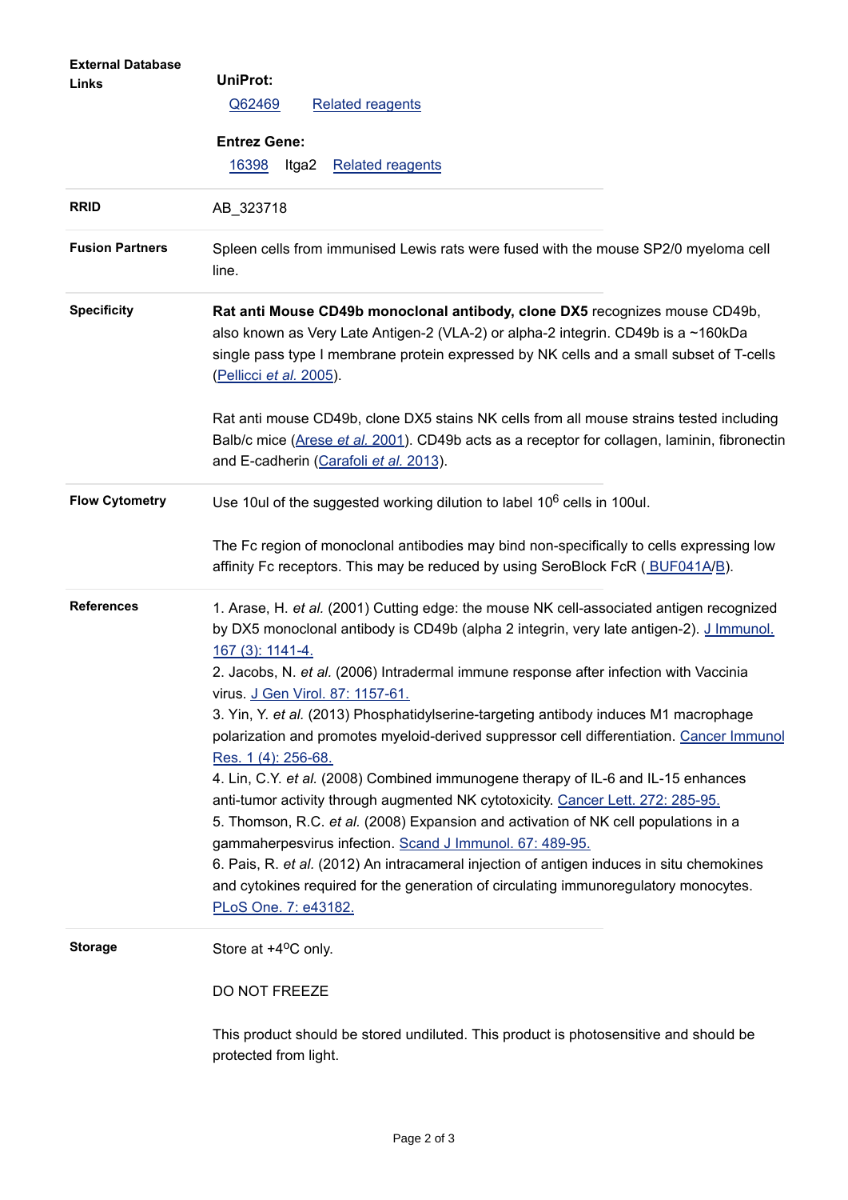| | |
|---|---|
| **External Database Links** | **UniProt:**<br>Q62469 Related reagents<br><br>**Entrez Gene:**<br>16398 Itga2 Related reagents |
| **RRID** | AB_323718 |
| **Fusion Partners** | Spleen cells from immunised Lewis rats were fused with the mouse SP2/0 myeloma cell line. |
| **Specificity** | **Rat anti Mouse CD49b monoclonal antibody, clone DX5** recognizes mouse CD49b, also known as Very Late Antigen-2 (VLA-2) or alpha-2 integrin. CD49b is a ~160kDa single pass type I membrane protein expressed by NK cells and a small subset of T-cells (Pellicci *et al.* 2005).<br><br>Rat anti mouse CD49b, clone DX5 stains NK cells from all mouse strains tested including Balb/c mice (Arese *et al.* 2001). CD49b acts as a receptor for collagen, laminin, fibronectin and E-cadherin (Carafoli *et al.* 2013). |
| **Flow Cytometry** | Use 10ul of the suggested working dilution to label $10^6$ cells in 100ul.<br><br>The Fc region of monoclonal antibodies may bind non-specifically to cells expressing low affinity Fc receptors. This may be reduced by using SeroBlock FcR ( BUF041A/B). |
| **References** | 1. Arase, H. *et al.* (2001) Cutting edge: the mouse NK cell-associated antigen recognized by DX5 monoclonal antibody is CD49b (alpha 2 integrin, very late antigen-2). J Immunol. 167 (3): 1141-4.<br>2. Jacobs, N. *et al.* (2006) Intradermal immune response after infection with Vaccinia virus. J Gen Virol. 87: 1157-61.<br>3. Yin, Y. *et al.* (2013) Phosphatidylserine-targeting antibody induces M1 macrophage polarization and promotes myeloid-derived suppressor cell differentiation. Cancer Immunol Res. 1 (4): 256-68.<br>4. Lin, C.Y. *et al.* (2008) Combined immunogene therapy of IL-6 and IL-15 enhances anti-tumor activity through augmented NK cytotoxicity. Cancer Lett. 272: 285-95.<br>5. Thomson, R.C. *et al.* (2008) Expansion and activation of NK cell populations in a gammaherpesvirus infection. Scand J Immunol. 67: 489-95.<br>6. Pais, R. *et al.* (2012) An intracameral injection of antigen induces in situ chemokines and cytokines required for the generation of circulating immunoregulatory monocytes. PLoS One. 7: e43182. |
| **Storage** | Store at +4°C only.<br><br>DO NOT FREEZE<br><br>This product should be stored undiluted. This product is photosensitive and should be protected from light. |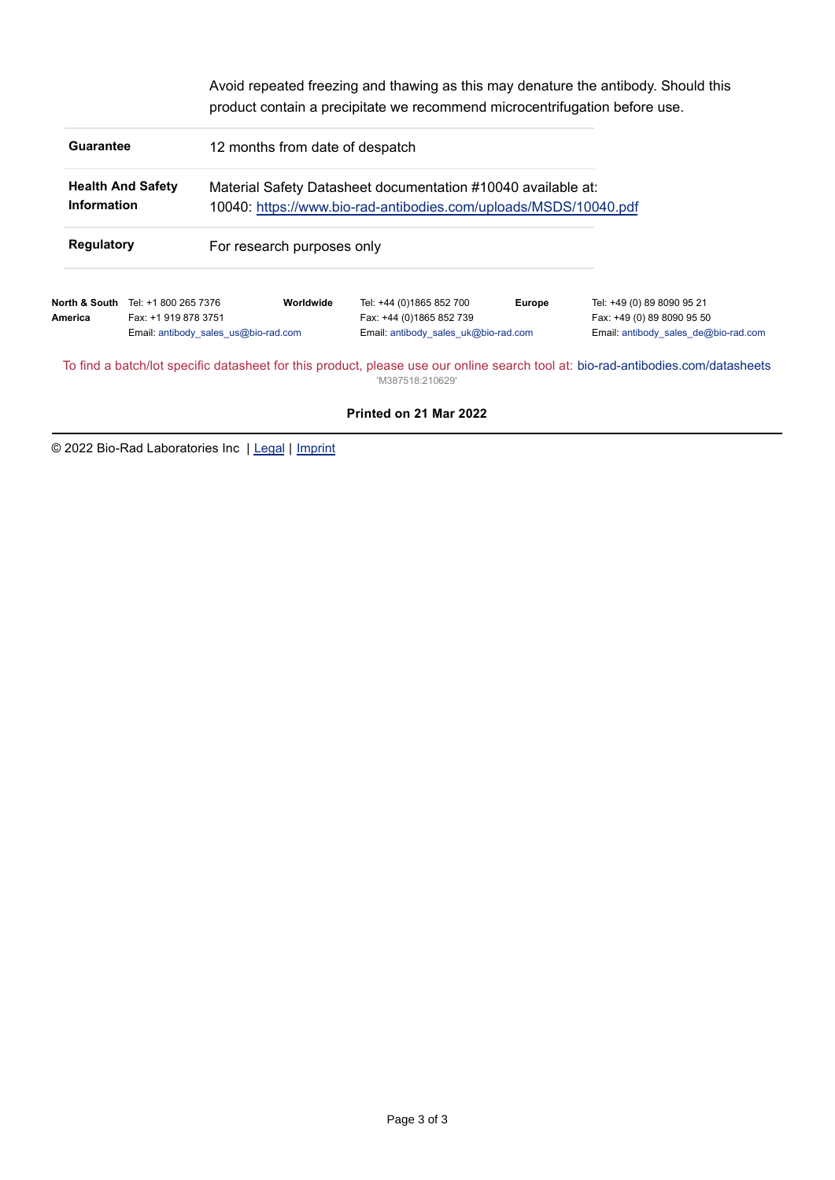Avoid repeated freezing and thawing as this may denature the antibody. Should this product contain a precipitate we recommend microcentrifugation before use.

| | |
|---|---|
| **Guarantee** | 12 months from date of despatch |
| **Health And Safety Information** | Material Safety Datasheet documentation #10040 available at: 10040: https://www.bio-rad-antibodies.com/uploads/MSDS/10040.pdf |
| **Regulatory** | For research purposes only |

| | | | | | |
|---|---|---|---|---|---|
| **North & South America** | Tel: +1 800 265 7376<br>Fax: +1 919 878 3751<br>Email: antibody_sales_us@bio-rad.com | **Worldwide** | Tel: +44 (0)1865 852 700<br>Fax: +44 (0)1865 852 739<br>Email: antibody_sales_uk@bio-rad.com | **Europe** | Tel: +49 (0) 89 8090 95 21<br>Fax: +49 (0) 89 8090 95 50<br>Email: antibody_sales_de@bio-rad.com |

To find a batch/lot specific datasheet for this product, please use our online search tool at: bio-rad-antibodies.com/datasheets

'M387518:210629'

**Printed on 21 Mar 2022**

© 2022 Bio-Rad Laboratories Inc | Legal | Imprint